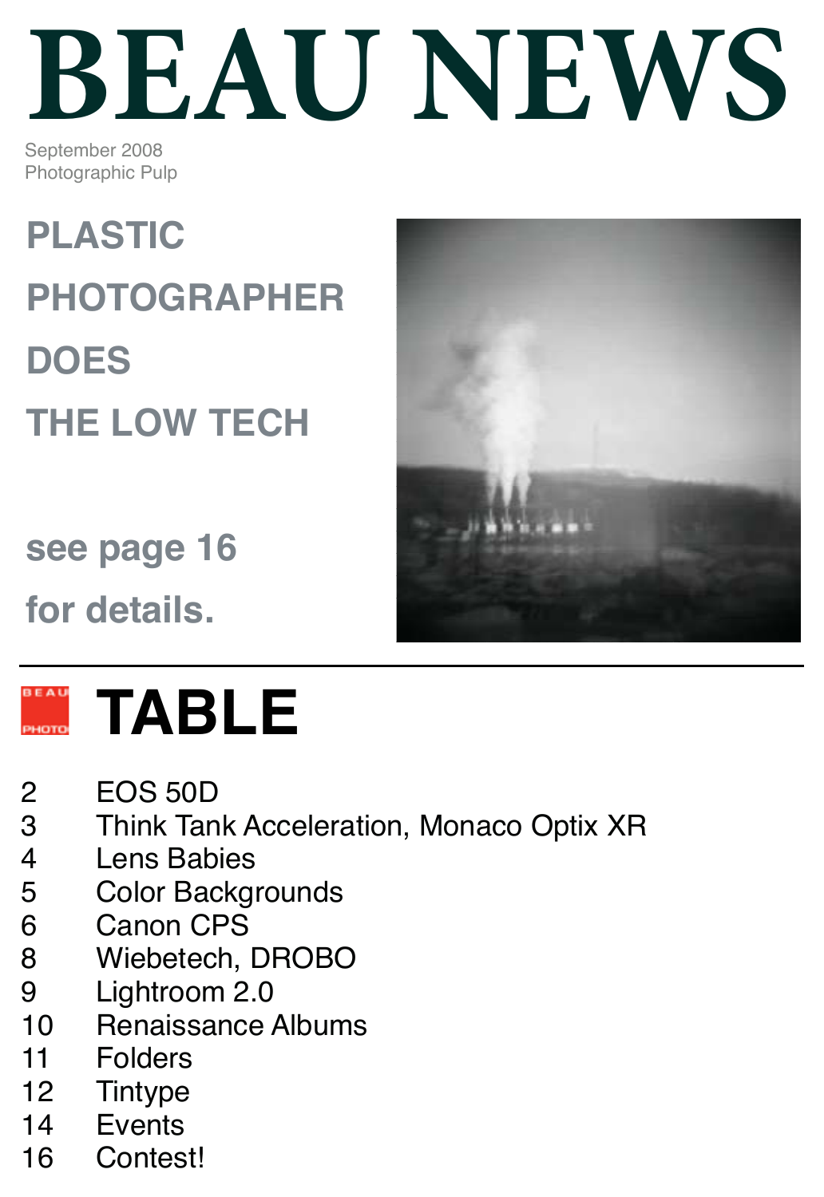# BEAU NEWS

September 2008
Photographic Pulp

## PLASTIC PHOTOGRAPHER DOES THE LOW TECH

**see page 16 for details.**

## TABLE

| | |
|---|---|
| 2 | EOS 50D |
| 3 | Think Tank Acceleration, Monaco Optix XR |
| 4 | Lens Babies |
| 5 | Color Backgrounds |
| 6 | Canon CPS |
| 8 | Wiebetech, DROBO |
| 9 | Lightroom 2.0 |
| 10 | Renaissance Albums |
| 11 | Folders |
| 12 | Tintype |
| 14 | Events |
| 16 | Contest! |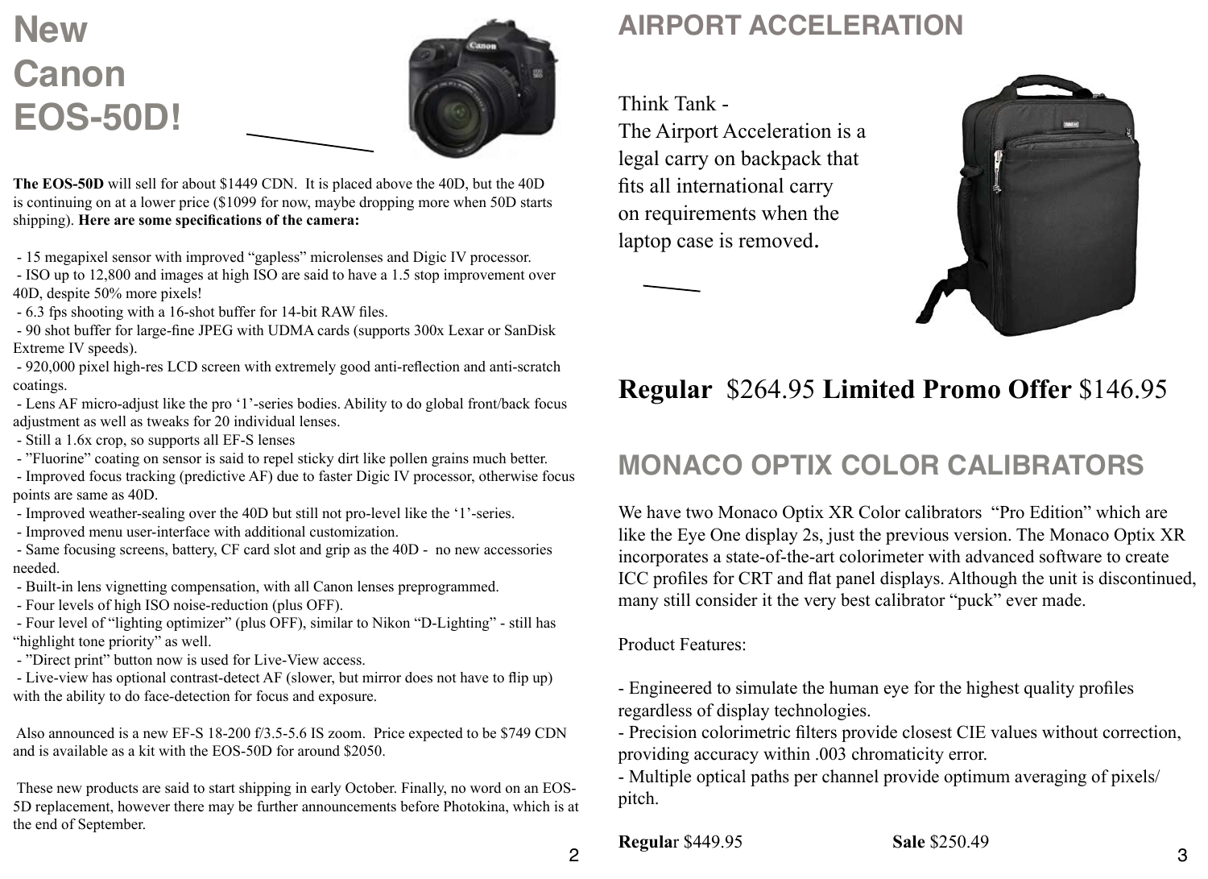# New Canon EOS-50D!

**The EOS-50D** will sell for about $1449 CDN. It is placed above the 40D, but the 40D is continuing on at a lower price ($1099 for now, maybe dropping more when 50D starts shipping). **Here are some specifications of the camera:**

- 15 megapixel sensor with improved "gapless" microlenses and Digic IV processor.
- ISO up to 12,800 and images at high ISO are said to have a 1.5 stop improvement over 40D, despite 50% more pixels!
- 6.3 fps shooting with a 16-shot buffer for 14-bit RAW files.
- 90 shot buffer for large-fine JPEG with UDMA cards (supports 300x Lexar or SanDisk Extreme IV speeds).
- 920,000 pixel high-res LCD screen with extremely good anti-reflection and anti-scratch coatings.
- Lens AF micro-adjust like the pro '1'-series bodies. Ability to do global front/back focus adjustment as well as tweaks for 20 individual lenses.
- Still a 1.6x crop, so supports all EF-S lenses
- "Fluorine" coating on sensor is said to repel sticky dirt like pollen grains much better.
- Improved focus tracking (predictive AF) due to faster Digic IV processor, otherwise focus points are same as 40D.
- Improved weather-sealing over the 40D but still not pro-level like the '1'-series.
- Improved menu user-interface with additional customization.
- Same focusing screens, battery, CF card slot and grip as the 40D - no new accessories needed.
- Built-in lens vignetting compensation, with all Canon lenses preprogrammed.
- Four levels of high ISO noise-reduction (plus OFF).
- Four level of "lighting optimizer" (plus OFF), similar to Nikon "D-Lighting" - still has "highlight tone priority" as well.
- "Direct print" button now is used for Live-View access.
- Live-view has optional contrast-detect AF (slower, but mirror does not have to flip up) with the ability to do face-detection for focus and exposure.

Also announced is a new EF-S 18-200 f/3.5-5.6 IS zoom. Price expected to be $749 CDN and is available as a kit with the EOS-50D for around $2050.

These new products are said to start shipping in early October. Finally, no word on an EOS-5D replacement, however there may be further announcements before Photokina, which is at the end of September.

# AIRPORT ACCELERATION

Think Tank -
The Airport Acceleration is a legal carry on backpack that fits all international carry on requirements when the laptop case is removed.

**Regular** $264.95 **Limited Promo Offer** $146.95

# MONACO OPTIX COLOR CALIBRATORS

We have two Monaco Optix XR Color calibrators "Pro Edition" which are like the Eye One display 2s, just the previous version. The Monaco Optix XR incorporates a state-of-the-art colorimeter with advanced software to create ICC profiles for CRT and flat panel displays. Although the unit is discontinued, many still consider it the very best calibrator "puck" ever made.

Product Features:

- Engineered to simulate the human eye for the highest quality profiles regardless of display technologies.
- Precision colorimetric filters provide closest CIE values without correction, providing accuracy within .003 chromaticity error.
- Multiple optical paths per channel provide optimum averaging of pixels/pitch.

**Regular** $449.95 **Sale** $250.49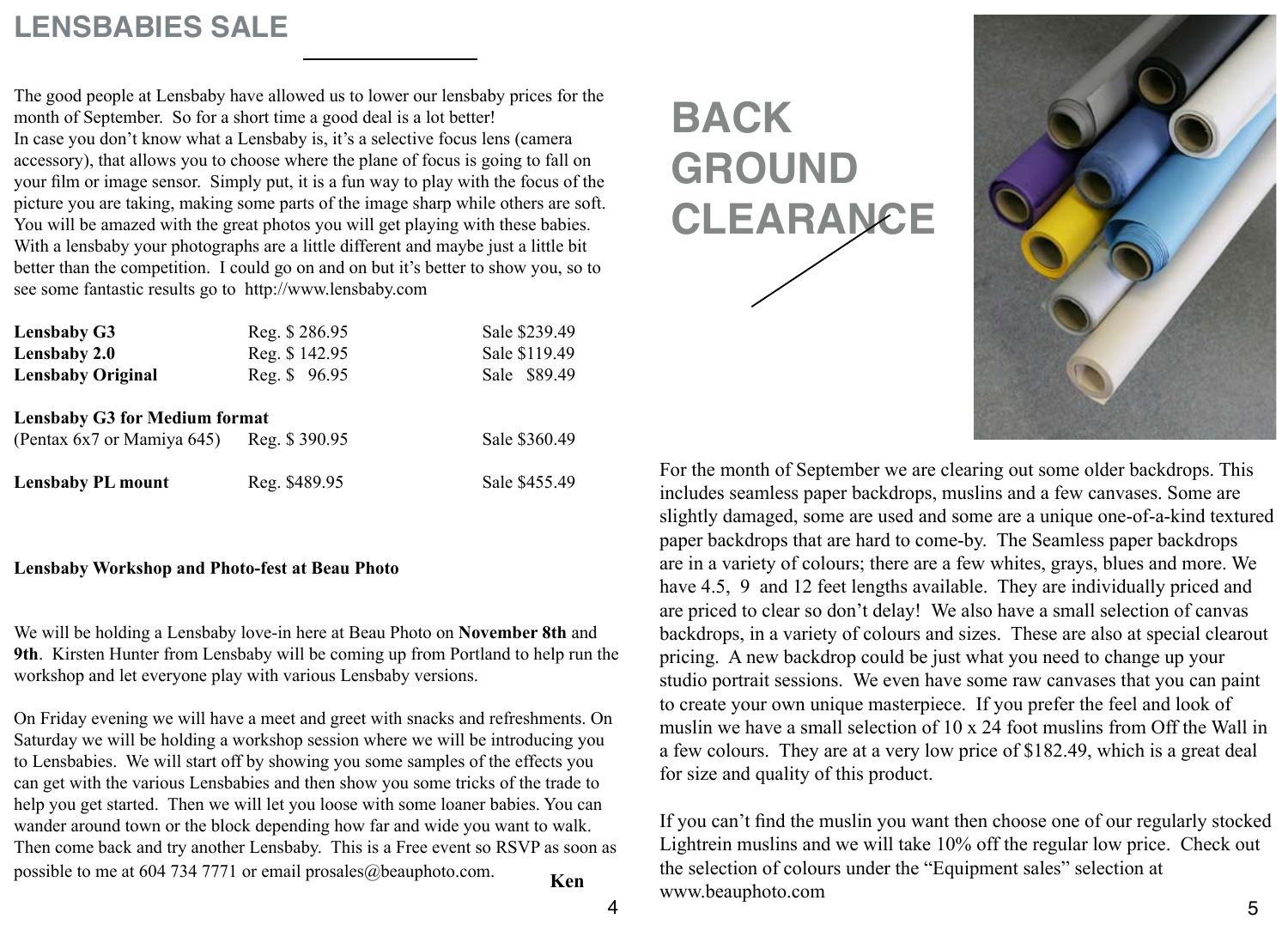## LENSBABIES SALE

The good people at Lensbaby have allowed us to lower our lensbaby prices for the month of September. So for a short time a good deal is a lot better!
In case you don't know what a Lensbaby is, it's a selective focus lens (camera accessory), that allows you to choose where the plane of focus is going to fall on your film or image sensor. Simply put, it is a fun way to play with the focus of the picture you are taking, making some parts of the image sharp while others are soft. You will be amazed with the great photos you will get playing with these babies. With a lensbaby your photographs are a little different and maybe just a little bit better than the competition. I could go on and on but it's better to show you, so to see some fantastic results go to http://www.lensbaby.com

| | | |
|---|---|---|
| **Lensbaby G3** | Reg. $ 286.95 | Sale $239.49 |
| **Lensbaby 2.0** | Reg. $ 142.95 | Sale $119.49 |
| **Lensbaby Original** | Reg. $ 96.95 | Sale $89.49 |
| **Lensbaby G3 for Medium format** | | |
| (Pentax 6x7 or Mamiya 645) | Reg. $ 390.95 | Sale $360.49 |
| **Lensbaby PL mount** | Reg. $489.95 | Sale $455.49 |

**Lensbaby Workshop and Photo-fest at Beau Photo**

We will be holding a Lensbaby love-in here at Beau Photo on **November 8th** and **9th**. Kirsten Hunter from Lensbaby will be coming up from Portland to help run the workshop and let everyone play with various Lensbaby versions.

On Friday evening we will have a meet and greet with snacks and refreshments. On Saturday we will be holding a workshop session where we will be introducing you to Lensbabies. We will start off by showing you some samples of the effects you can get with the various Lensbabies and then show you some tricks of the trade to help you get started. Then we will let you loose with some loaner babies. You can wander around town or the block depending how far and wide you want to walk. Then come back and try another Lensbaby. This is a Free event so RSVP as soon as possible to me at 604 734 7771 or email prosales@beauphoto.com.

**Ken**

## BACK GROUND CLEARANCE

For the month of September we are clearing out some older backdrops. This includes seamless paper backdrops, muslins and a few canvases. Some are slightly damaged, some are used and some are a unique one-of-a-kind textured paper backdrops that are hard to come-by. The Seamless paper backdrops are in a variety of colours; there are a few whites, grays, blues and more. We have 4.5, 9 and 12 feet lengths available. They are individually priced and are priced to clear so don't delay! We also have a small selection of canvas backdrops, in a variety of colours and sizes. These are also at special clearout pricing. A new backdrop could be just what you need to change up your studio portrait sessions. We even have some raw canvases that you can paint to create your own unique masterpiece. If you prefer the feel and look of muslin we have a small selection of 10 x 24 foot muslins from Off the Wall in a few colours. They are at a very low price of $182.49, which is a great deal for size and quality of this product.

If you can't find the muslin you want then choose one of our regularly stocked Lightrein muslins and we will take 10% off the regular low price. Check out the selection of colours under the "Equipment sales" selection at www.beauphoto.com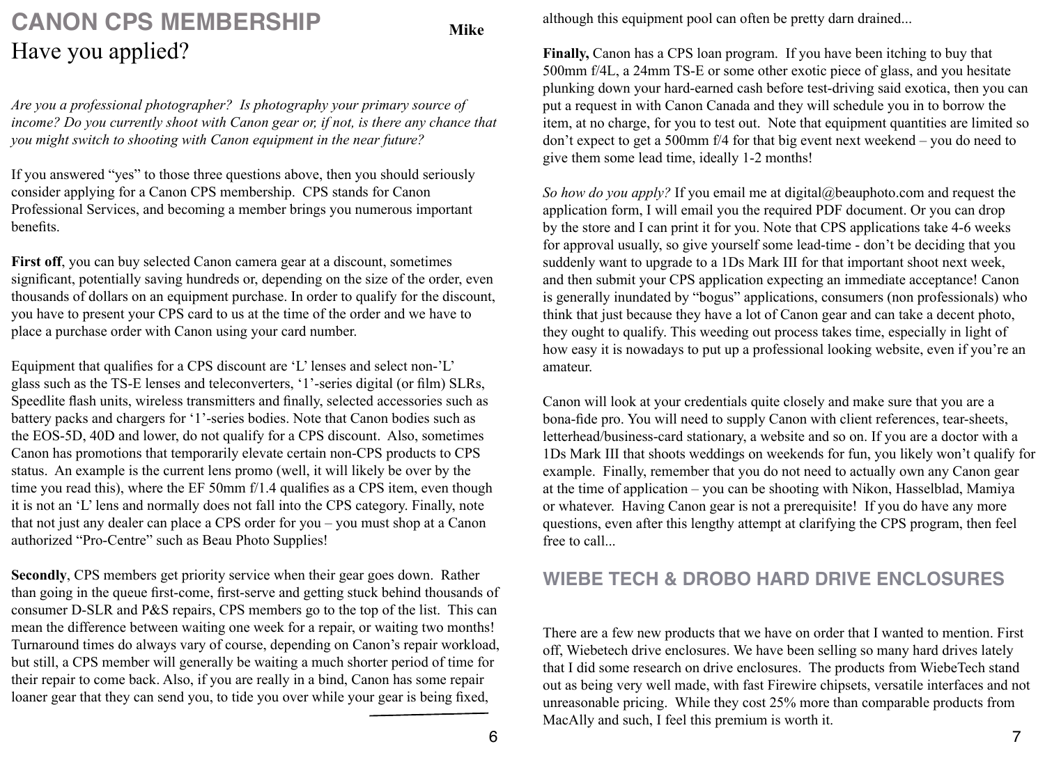## CANON CPS MEMBERSHIP

**Mike**

# Have you applied?

*Are you a professional photographer? Is photography your primary source of income? Do you currently shoot with Canon gear or, if not, is there any chance that you might switch to shooting with Canon equipment in the near future?*

If you answered “yes” to those three questions above, then you should seriously consider applying for a Canon CPS membership. CPS stands for Canon Professional Services, and becoming a member brings you numerous important benefits.

**First off**, you can buy selected Canon camera gear at a discount, sometimes significant, potentially saving hundreds or, depending on the size of the order, even thousands of dollars on an equipment purchase. In order to qualify for the discount, you have to present your CPS card to us at the time of the order and we have to place a purchase order with Canon using your card number.

Equipment that qualifies for a CPS discount are ‘L’ lenses and select non-’L’ glass such as the TS-E lenses and teleconverters, ‘1’-series digital (or film) SLRs, Speedlite flash units, wireless transmitters and finally, selected accessories such as battery packs and chargers for ‘1’-series bodies. Note that Canon bodies such as the EOS-5D, 40D and lower, do not qualify for a CPS discount. Also, sometimes Canon has promotions that temporarily elevate certain non-CPS products to CPS status. An example is the current lens promo (well, it will likely be over by the time you read this), where the EF 50mm f/1.4 qualifies as a CPS item, even though it is not an ‘L’ lens and normally does not fall into the CPS category. Finally, note that not just any dealer can place a CPS order for you – you must shop at a Canon authorized “Pro-Centre” such as Beau Photo Supplies!

**Secondly**, CPS members get priority service when their gear goes down. Rather than going in the queue first-come, first-serve and getting stuck behind thousands of consumer D-SLR and P&S repairs, CPS members go to the top of the list. This can mean the difference between waiting one week for a repair, or waiting two months! Turnaround times do always vary of course, depending on Canon’s repair workload, but still, a CPS member will generally be waiting a much shorter period of time for their repair to come back. Also, if you are really in a bind, Canon has some repair loaner gear that they can send you, to tide you over while your gear is being fixed, although this equipment pool can often be pretty darn drained...

**Finally,** Canon has a CPS loan program. If you have been itching to buy that 500mm f/4L, a 24mm TS-E or some other exotic piece of glass, and you hesitate plunking down your hard-earned cash before test-driving said exotica, then you can put a request in with Canon Canada and they will schedule you in to borrow the item, at no charge, for you to test out. Note that equipment quantities are limited so don’t expect to get a 500mm f/4 for that big event next weekend – you do need to give them some lead time, ideally 1-2 months!

*So how do you apply?* If you email me at digital@beauphoto.com and request the application form, I will email you the required PDF document. Or you can drop by the store and I can print it for you. Note that CPS applications take 4-6 weeks for approval usually, so give yourself some lead-time - don’t be deciding that you suddenly want to upgrade to a 1Ds Mark III for that important shoot next week, and then submit your CPS application expecting an immediate acceptance! Canon is generally inundated by “bogus” applications, consumers (non professionals) who think that just because they have a lot of Canon gear and can take a decent photo, they ought to qualify. This weeding out process takes time, especially in light of how easy it is nowadays to put up a professional looking website, even if you’re an amateur.

Canon will look at your credentials quite closely and make sure that you are a bona-fide pro. You will need to supply Canon with client references, tear-sheets, letterhead/business-card stationary, a website and so on. If you are a doctor with a 1Ds Mark III that shoots weddings on weekends for fun, you likely won’t qualify for example. Finally, remember that you do not need to actually own any Canon gear at the time of application – you can be shooting with Nikon, Hasselblad, Mamiya or whatever. Having Canon gear is not a prerequisite! If you do have any more questions, even after this lengthy attempt at clarifying the CPS program, then feel free to call...

## WIEBE TECH & DROBO HARD DRIVE ENCLOSURES

There are a few new products that we have on order that I wanted to mention. First off, Wiebetech drive enclosures. We have been selling so many hard drives lately that I did some research on drive enclosures. The products from WiebeTech stand out as being very well made, with fast Firewire chipsets, versatile interfaces and not unreasonable pricing. While they cost 25% more than comparable products from MacAlly and such, I feel this premium is worth it.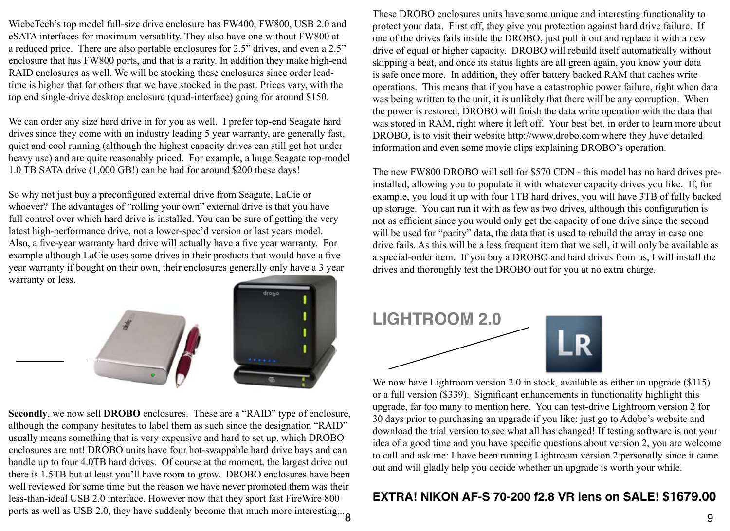WiebeTech's top model full-size drive enclosure has FW400, FW800, USB 2.0 and eSATA interfaces for maximum versatility. They also have one without FW800 at a reduced price. There are also portable enclosures for 2.5" drives, and even a 2.5" enclosure that has FW800 ports, and that is a rarity. In addition they make high-end RAID enclosures as well. We will be stocking these enclosures since order lead-time is higher that for others that we have stocked in the past. Prices vary, with the top end single-drive desktop enclosure (quad-interface) going for around $150.

We can order any size hard drive in for you as well. I prefer top-end Seagate hard drives since they come with an industry leading 5 year warranty, are generally fast, quiet and cool running (although the highest capacity drives can still get hot under heavy use) and are quite reasonably priced. For example, a huge Seagate top-model 1.0 TB SATA drive (1,000 GB!) can be had for around $200 these days!

So why not just buy a preconfigured external drive from Seagate, LaCie or whoever? The advantages of "rolling your own" external drive is that you have full control over which hard drive is installed. You can be sure of getting the very latest high-performance drive, not a lower-spec'd version or last years model. Also, a five-year warranty hard drive will actually have a five year warranty. For example although LaCie uses some drives in their products that would have a five year warranty if bought on their own, their enclosures generally only have a 3 year warranty or less.

**Secondly**, we now sell **DROBO** enclosures. These are a "RAID" type of enclosure, although the company hesitates to label them as such since the designation "RAID" usually means something that is very expensive and hard to set up, which DROBO enclosures are not! DROBO units have four hot-swappable hard drive bays and can handle up to four 4.0TB hard drives. Of course at the moment, the largest drive out there is 1.5TB but at least you'll have room to grow. DROBO enclosures have been well reviewed for some time but the reason we have never promoted them was their less-than-ideal USB 2.0 interface. However now that they sport fast FireWire 800 ports as well as USB 2.0, they have suddenly become that much more interesting...

These DROBO enclosures units have some unique and interesting functionality to protect your data. First off, they give you protection against hard drive failure. If one of the drives fails inside the DROBO, just pull it out and replace it with a new drive of equal or higher capacity. DROBO will rebuild itself automatically without skipping a beat, and once its status lights are all green again, you know your data is safe once more. In addition, they offer battery backed RAM that caches write operations. This means that if you have a catastrophic power failure, right when data was being written to the unit, it is unlikely that there will be any corruption. When the power is restored, DROBO will finish the data write operation with the data that was stored in RAM, right where it left off. Your best bet, in order to learn more about DROBO, is to visit their website http://www.drobo.com where they have detailed information and even some movie clips explaining DROBO's operation.

The new FW800 DROBO will sell for $570 CDN - this model has no hard drives pre-installed, allowing you to populate it with whatever capacity drives you like. If, for example, you load it up with four 1TB hard drives, you will have 3TB of fully backed up storage. You can run it with as few as two drives, although this configuration is not as efficient since you would only get the capacity of one drive since the second will be used for "parity" data, the data that is used to rebuild the array in case one drive fails. As this will be a less frequent item that we sell, it will only be available as a special-order item. If you buy a DROBO and hard drives from us, I will install the drives and thoroughly test the DROBO out for you at no extra charge.

## LIGHTROOM 2.0

We now have Lightroom version 2.0 in stock, available as either an upgrade ($115) or a full version ($339). Significant enhancements in functionality highlight this upgrade, far too many to mention here. You can test-drive Lightroom version 2 for 30 days prior to purchasing an upgrade if you like: just go to Adobe's website and download the trial version to see what all has changed! If testing software is not your idea of a good time and you have specific questions about version 2, you are welcome to call and ask me: I have been running Lightroom version 2 personally since it came out and will gladly help you decide whether an upgrade is worth your while.

**EXTRA! NIKON AF-S 70-200 f2.8 VR lens on SALE! $1679.00**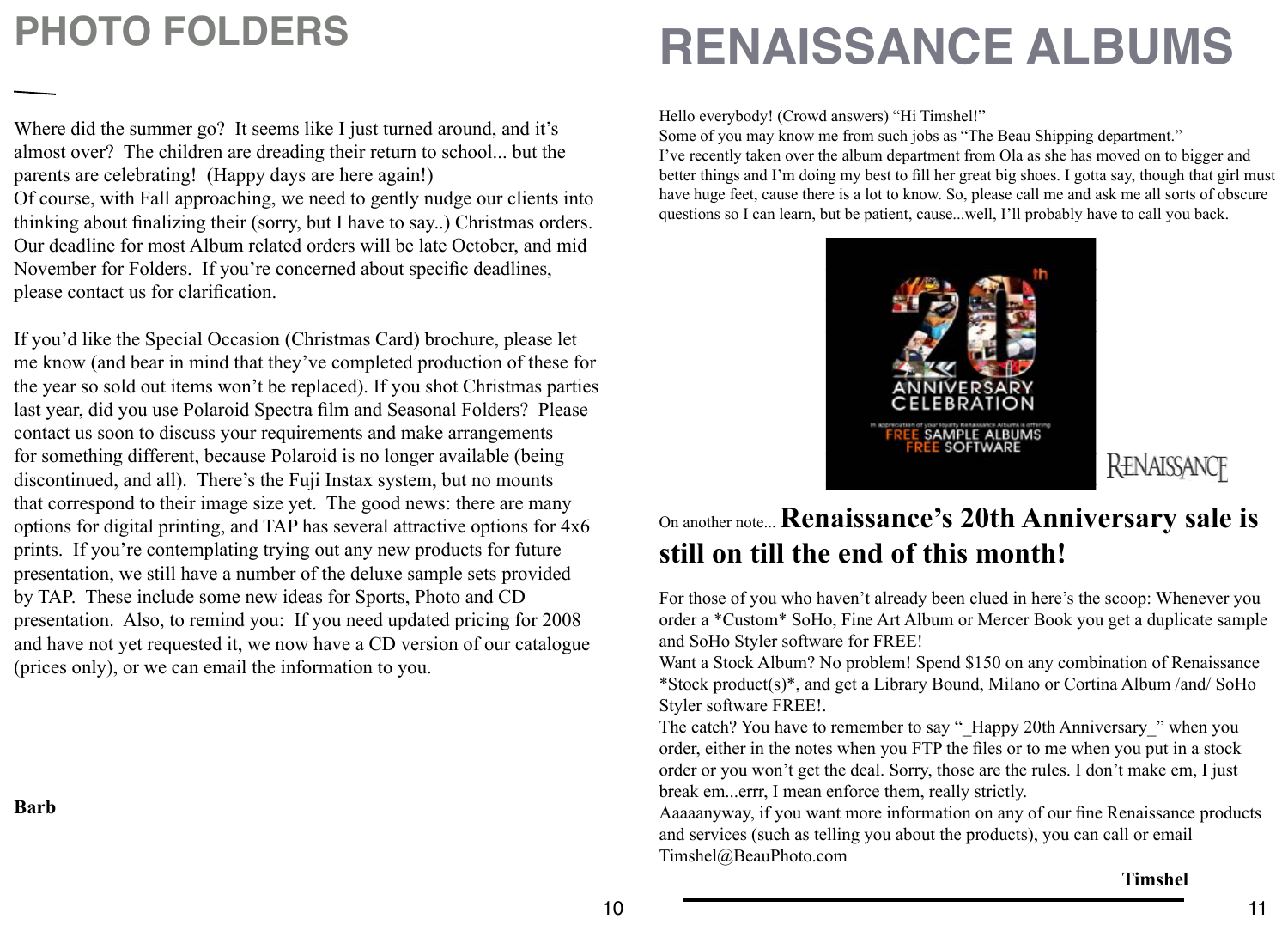# PHOTO FOLDERS

Where did the summer go? It seems like I just turned around, and it's almost over? The children are dreading their return to school... but the parents are celebrating! (Happy days are here again!)
Of course, with Fall approaching, we need to gently nudge our clients into thinking about finalizing their (sorry, but I have to say..) Christmas orders. Our deadline for most Album related orders will be late October, and mid November for Folders. If you're concerned about specific deadlines, please contact us for clarification.

If you'd like the Special Occasion (Christmas Card) brochure, please let me know (and bear in mind that they've completed production of these for the year so sold out items won't be replaced). If you shot Christmas parties last year, did you use Polaroid Spectra film and Seasonal Folders? Please contact us soon to discuss your requirements and make arrangements for something different, because Polaroid is no longer available (being discontinued, and all). There's the Fuji Instax system, but no mounts that correspond to their image size yet. The good news: there are many options for digital printing, and TAP has several attractive options for 4x6 prints. If you're contemplating trying out any new products for future presentation, we still have a number of the deluxe sample sets provided by TAP. These include some new ideas for Sports, Photo and CD presentation. Also, to remind you: If you need updated pricing for 2008 and have not yet requested it, we now have a CD version of our catalogue (prices only), or we can email the information to you.

**Barb**

# RENAISSANCE ALBUMS

Hello everybody! (Crowd answers) "Hi Timshel!"
Some of you may know me from such jobs as "The Beau Shipping department."
I've recently taken over the album department from Ola as she has moved on to bigger and better things and I'm doing my best to fill her great big shoes. I gotta say, though that girl must have huge feet, cause there is a lot to know. So, please call me and ask me all sorts of obscure questions so I can learn, but be patient, cause...well, I'll probably have to call you back.

20th ANNIVERSARY CELEBRATION
In appreciation of your loyalty Renaissance Albums is offering
FREE SAMPLE ALBUMS
FREE SOFTWARE

RENAISSANCE

On another note... **Renaissance's 20th Anniversary sale is still on till the end of this month!**

For those of you who haven't already been clued in here's the scoop: Whenever you order a *Custom* SoHo, Fine Art Album or Mercer Book you get a duplicate sample and SoHo Styler software for FREE!
Want a Stock Album? No problem! Spend $150 on any combination of Renaissance *Stock product(s)*, and get a Library Bound, Milano or Cortina Album /and/ SoHo Styler software FREE!.
The catch? You have to remember to say "_Happy 20th Anniversary_" when you order, either in the notes when you FTP the files or to me when you put in a stock order or you won't get the deal. Sorry, those are the rules. I don't make em, I just break em...errr, I mean enforce them, really strictly.
Aaaaanyway, if you want more information on any of our fine Renaissance products and services (such as telling you about the products), you can call or email Timshel@BeauPhoto.com

**Timshel**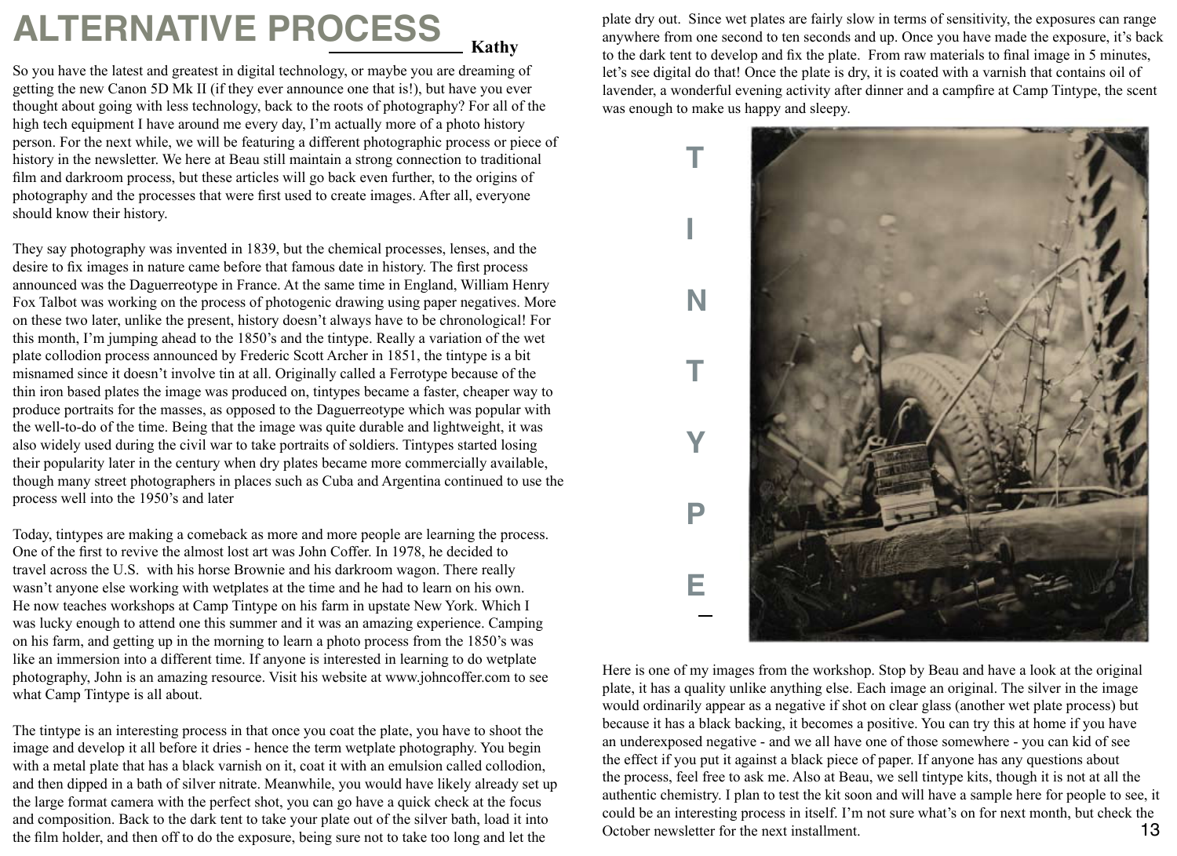# ALTERNATIVE PROCESS

**Kathy**

So you have the latest and greatest in digital technology, or maybe you are dreaming of getting the new Canon 5D Mk II (if they ever announce one that is!), but have you ever thought about going with less technology, back to the roots of photography? For all of the high tech equipment I have around me every day, I'm actually more of a photo history person. For the next while, we will be featuring a different photographic process or piece of history in the newsletter. We here at Beau still maintain a strong connection to traditional film and darkroom process, but these articles will go back even further, to the origins of photography and the processes that were first used to create images. After all, everyone should know their history.

They say photography was invented in 1839, but the chemical processes, lenses, and the desire to fix images in nature came before that famous date in history. The first process announced was the Daguerreotype in France. At the same time in England, William Henry Fox Talbot was working on the process of photogenic drawing using paper negatives. More on these two later, unlike the present, history doesn't always have to be chronological! For this month, I'm jumping ahead to the 1850's and the tintype. Really a variation of the wet plate collodion process announced by Frederic Scott Archer in 1851, the tintype is a bit misnamed since it doesn't involve tin at all. Originally called a Ferrotype because of the thin iron based plates the image was produced on, tintypes became a faster, cheaper way to produce portraits for the masses, as opposed to the Daguerreotype which was popular with the well-to-do of the time. Being that the image was quite durable and lightweight, it was also widely used during the civil war to take portraits of soldiers. Tintypes started losing their popularity later in the century when dry plates became more commercially available, though many street photographers in places such as Cuba and Argentina continued to use the process well into the 1950's and later

Today, tintypes are making a comeback as more and more people are learning the process. One of the first to revive the almost lost art was John Coffer. In 1978, he decided to travel across the U.S. with his horse Brownie and his darkroom wagon. There really wasn't anyone else working with wetplates at the time and he had to learn on his own. He now teaches workshops at Camp Tintype on his farm in upstate New York. Which I was lucky enough to attend one this summer and it was an amazing experience. Camping on his farm, and getting up in the morning to learn a photo process from the 1850's was like an immersion into a different time. If anyone is interested in learning to do wetplate photography, John is an amazing resource. Visit his website at www.johncoffer.com to see what Camp Tintype is all about.

The tintype is an interesting process in that once you coat the plate, you have to shoot the image and develop it all before it dries - hence the term wetplate photography. You begin with a metal plate that has a black varnish on it, coat it with an emulsion called collodion, and then dipped in a bath of silver nitrate. Meanwhile, you would have likely already set up the large format camera with the perfect shot, you can go have a quick check at the focus and composition. Back to the dark tent to take your plate out of the silver bath, load it into the film holder, and then off to do the exposure, being sure not to take too long and let the plate dry out. Since wet plates are fairly slow in terms of sensitivity, the exposures can range anywhere from one second to ten seconds and up. Once you have made the exposure, it's back to the dark tent to develop and fix the plate. From raw materials to final image in 5 minutes, let's see digital do that! Once the plate is dry, it is coated with a varnish that contains oil of lavender, a wonderful evening activity after dinner and a campfire at Camp Tintype, the scent was enough to make us happy and sleepy.

## TINTYPE

Here is one of my images from the workshop. Stop by Beau and have a look at the original plate, it has a quality unlike anything else. Each image an original. The silver in the image would ordinarily appear as a negative if shot on clear glass (another wet plate process) but because it has a black backing, it becomes a positive. You can try this at home if you have an underexposed negative - and we all have one of those somewhere - you can kid of see the effect if you put it against a black piece of paper. If anyone has any questions about the process, feel free to ask me. Also at Beau, we sell tintype kits, though it is not at all the authentic chemistry. I plan to test the kit soon and will have a sample here for people to see, it could be an interesting process in itself. I'm not sure what's on for next month, but check the October newsletter for the next installment.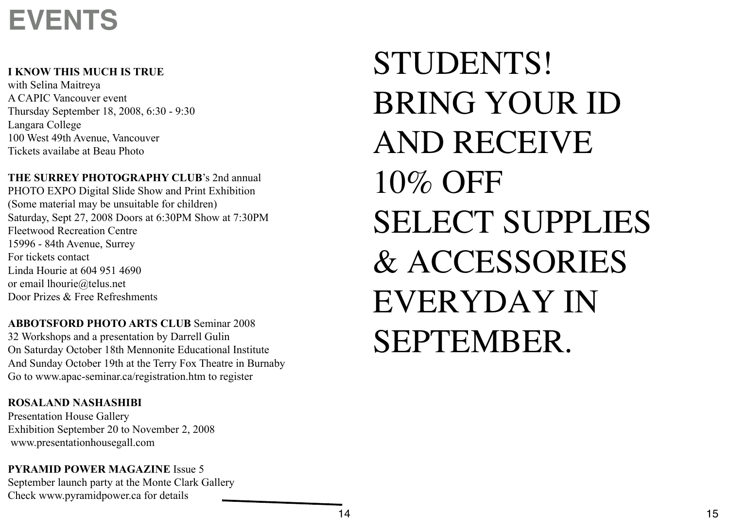# EVENTS

**I KNOW THIS MUCH IS TRUE**
with Selina Maitreya
A CAPIC Vancouver event
Thursday September 18, 2008, 6:30 - 9:30
Langara College
100 West 49th Avenue, Vancouver
Tickets availabe at Beau Photo

**THE SURREY PHOTOGRAPHY CLUB**'s 2nd annual
PHOTO EXPO Digital Slide Show and Print Exhibition
(Some material may be unsuitable for children)
Saturday, Sept 27, 2008 Doors at 6:30PM Show at 7:30PM
Fleetwood Recreation Centre
15996 - 84th Avenue, Surrey
For tickets contact
Linda Hourie at 604 951 4690
or email lhourie@telus.net
Door Prizes & Free Refreshments

**ABBOTSFORD PHOTO ARTS CLUB** Seminar 2008
32 Workshops and a presentation by Darrell Gulin
On Saturday October 18th Mennonite Educational Institute
And Sunday October 19th at the Terry Fox Theatre in Burnaby
Go to www.apac-seminar.ca/registration.htm to register

**ROSALAND NASHASHIBI**
Presentation House Gallery
Exhibition September 20 to November 2, 2008
www.presentationhousegall.com

**PYRAMID POWER MAGAZINE** Issue 5
September launch party at the Monte Clark Gallery
Check www.pyramidpower.ca for details

# STUDENTS! BRING YOUR ID AND RECEIVE 10% OFF SELECT SUPPLIES & ACCESSORIES EVERYDAY IN SEPTEMBER.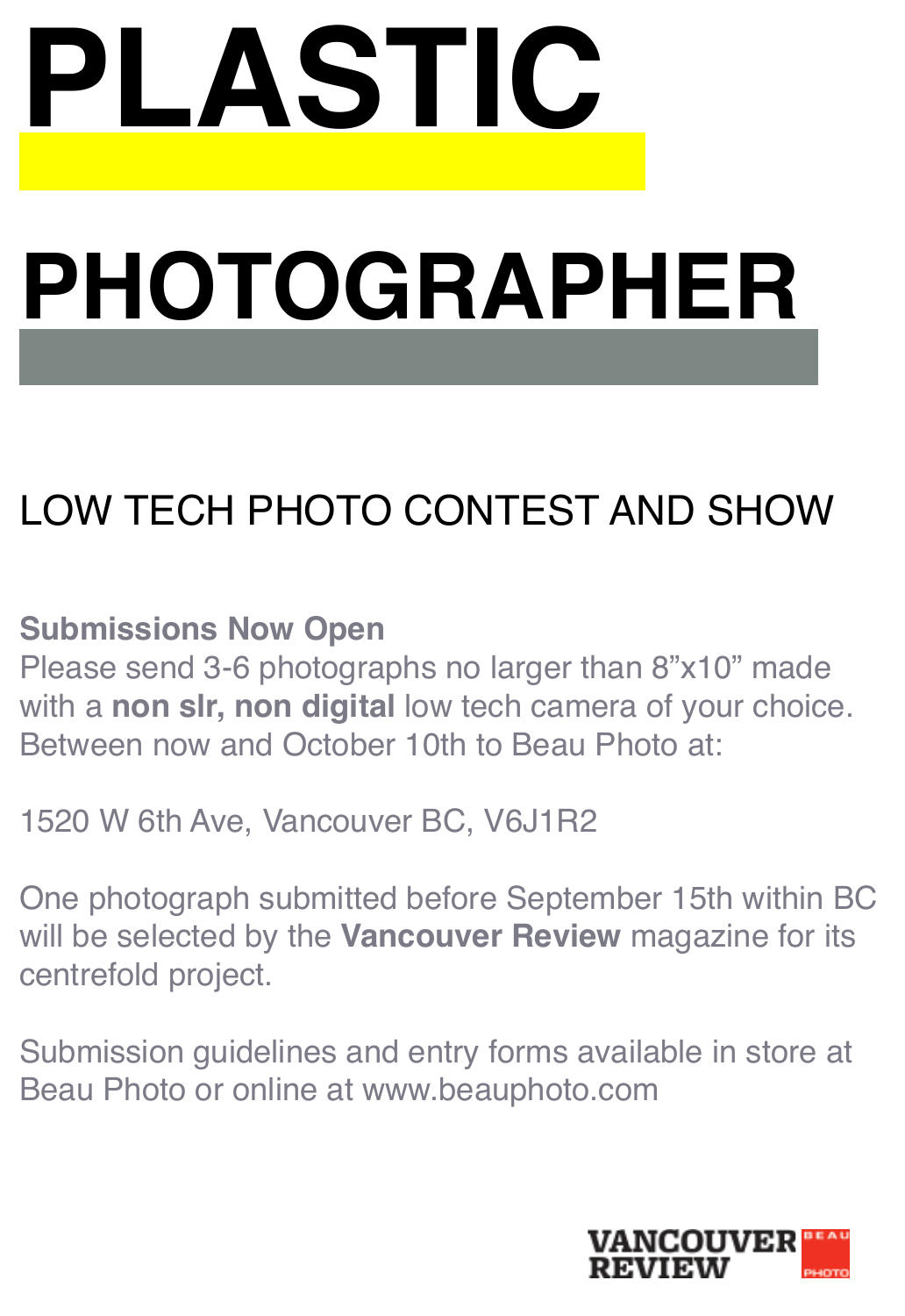# PLASTIC

# PHOTOGRAPHER

## LOW TECH PHOTO CONTEST AND SHOW

**Submissions Now Open**
Please send 3-6 photographs no larger than 8”x10” made with a **non slr, non digital** low tech camera of your choice. Between now and October 10th to Beau Photo at:

1520 W 6th Ave, Vancouver BC, V6J1R2

One photograph submitted before September 15th within BC will be selected by the **Vancouver Review** magazine for its centrefold project.

Submission guidelines and entry forms available in store at Beau Photo or online at www.beauphoto.com

VANCOUVER REVIEW

BEAU PHOTO